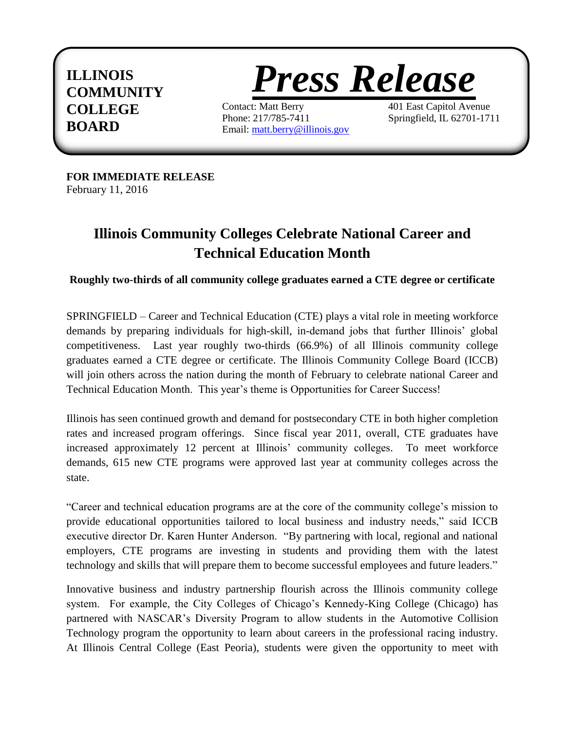**ILLINOIS COMMUNITY COLLEGE BOARD**

# *Press Release*

Contact: Matt Berry
Phone: 217/785-7411
Email: matt.berry@illinois.gov

401 East Capitol Avenue
Springfield, IL 62701-1711

**FOR IMMEDIATE RELEASE**
February 11, 2016

## Illinois Community Colleges Celebrate National Career and Technical Education Month

**Roughly two-thirds of all community college graduates earned a CTE degree or certificate**

SPRINGFIELD – Career and Technical Education (CTE) plays a vital role in meeting workforce demands by preparing individuals for high-skill, in-demand jobs that further Illinois' global competitiveness. Last year roughly two-thirds (66.9%) of all Illinois community college graduates earned a CTE degree or certificate. The Illinois Community College Board (ICCB) will join others across the nation during the month of February to celebrate national Career and Technical Education Month. This year's theme is Opportunities for Career Success!

Illinois has seen continued growth and demand for postsecondary CTE in both higher completion rates and increased program offerings. Since fiscal year 2011, overall, CTE graduates have increased approximately 12 percent at Illinois' community colleges. To meet workforce demands, 615 new CTE programs were approved last year at community colleges across the state.

"Career and technical education programs are at the core of the community college's mission to provide educational opportunities tailored to local business and industry needs," said ICCB executive director Dr. Karen Hunter Anderson. "By partnering with local, regional and national employers, CTE programs are investing in students and providing them with the latest technology and skills that will prepare them to become successful employees and future leaders."

Innovative business and industry partnership flourish across the Illinois community college system. For example, the City Colleges of Chicago's Kennedy-King College (Chicago) has partnered with NASCAR's Diversity Program to allow students in the Automotive Collision Technology program the opportunity to learn about careers in the professional racing industry. At Illinois Central College (East Peoria), students were given the opportunity to meet with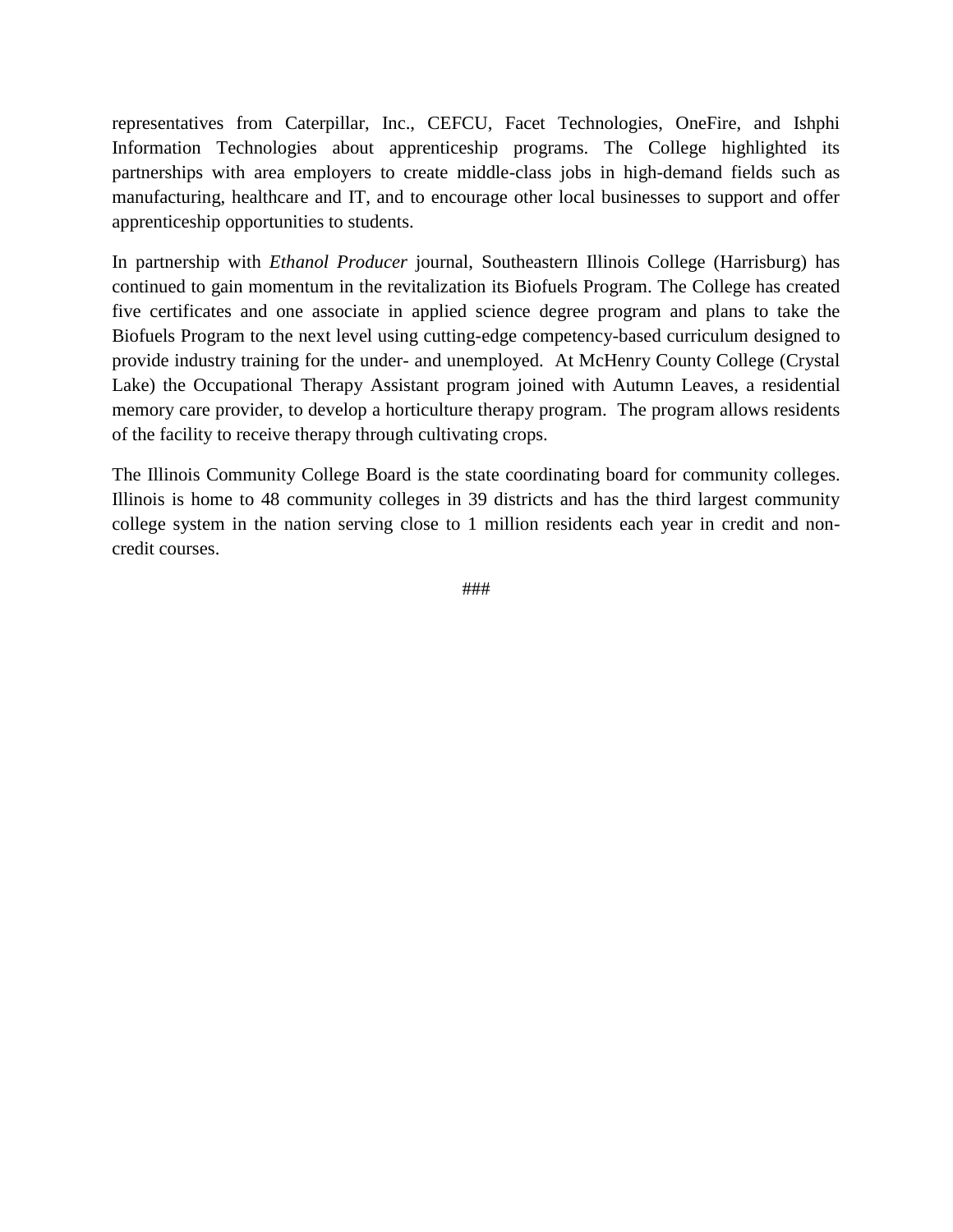representatives from Caterpillar, Inc., CEFCU, Facet Technologies, OneFire, and Ishphi Information Technologies about apprenticeship programs. The College highlighted its partnerships with area employers to create middle-class jobs in high-demand fields such as manufacturing, healthcare and IT, and to encourage other local businesses to support and offer apprenticeship opportunities to students.

In partnership with *Ethanol Producer* journal, Southeastern Illinois College (Harrisburg) has continued to gain momentum in the revitalization its Biofuels Program. The College has created five certificates and one associate in applied science degree program and plans to take the Biofuels Program to the next level using cutting-edge competency-based curriculum designed to provide industry training for the under- and unemployed. At McHenry County College (Crystal Lake) the Occupational Therapy Assistant program joined with Autumn Leaves, a residential memory care provider, to develop a horticulture therapy program. The program allows residents of the facility to receive therapy through cultivating crops.

The Illinois Community College Board is the state coordinating board for community colleges. Illinois is home to 48 community colleges in 39 districts and has the third largest community college system in the nation serving close to 1 million residents each year in credit and non-credit courses.

###